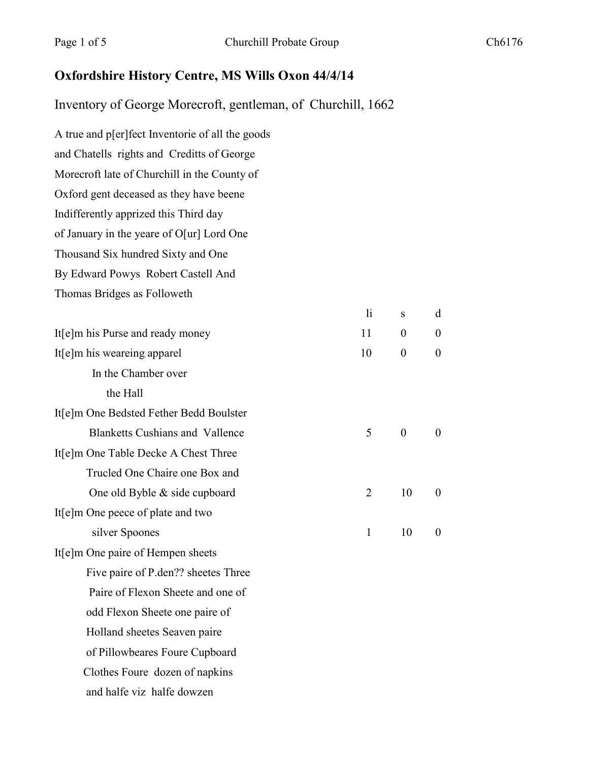## Oxfordshire History Centre, MS Wills Oxon 44/4/14

Inventory of George Morecroft, gentleman, of Churchill, 1662

A true and p[er]fect Inventorie of all the goods
and Chatells rights and Creditts of George
Morecroft late of Churchill in the County of
Oxford gent deceased as they have beene
Indifferently apprized this Third day
of January in the yeare of O[ur] Lord One
Thousand Six hundred Sixty and One
By Edward Powys Robert Castell And
Thomas Bridges as Followeth

| | li | s | d |
|---|---|---|---|
| It[e]m his Purse and ready money | 11 | 0 | 0 |
| It[e]m his weareing apparel | 10 | 0 | 0 |
| In the Chamber over the Hall | | | |
| It[e]m One Bedsted Fether Bedd Boulster Blanketts Cushians and Vallence | 5 | 0 | 0 |
| It[e]m One Table Decke A Chest Three Trucled One Chaire one Box and One old Byble & side cupboard | 2 | 10 | 0 |
| It[e]m One peece of plate and two silver Spoones | 1 | 10 | 0 |
| It[e]m One paire of Hempen sheets Five paire of P.den?? sheetes Three Paire of Flexon Sheete and one of odd Flexon Sheete one paire of Holland sheetes Seaven paire of Pillowbeares Foure Cupboard Clothes Foure dozen of napkins and halfe viz halfe dowzen | | | |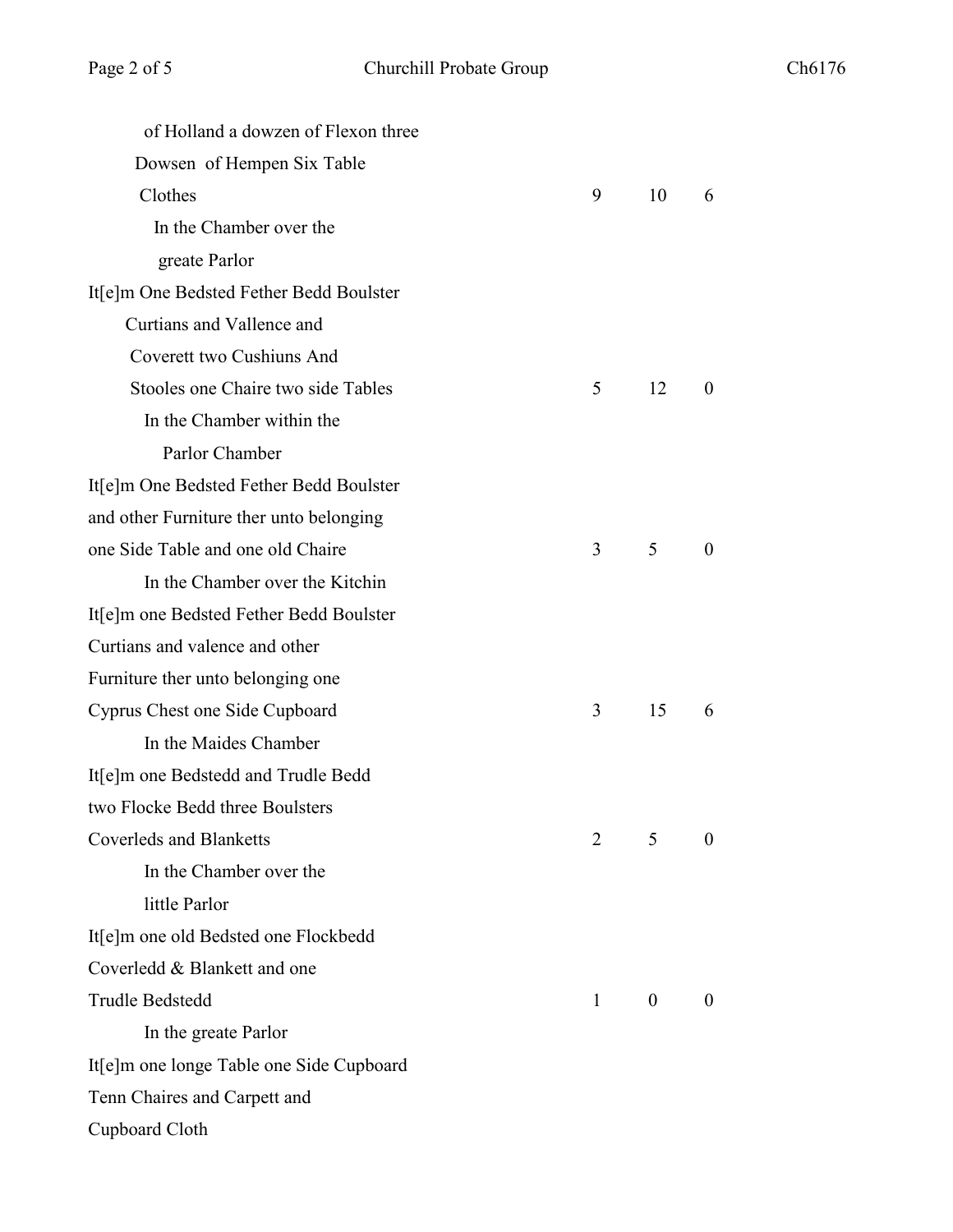| | £ | s | d |
|---|---|---|---|
| of Holland a dowzen of Flexon three Dowsen of Hempen Six Table Clothes | 9 | 10 | 6 |
| **In the Chamber over the greate Parlor** | | | |
| It[e]m One Bedsted Fether Bedd Boulster Curtians and Vallence and Coverett two Cushiuns And Stooles one Chaire two side Tables | 5 | 12 | 0 |
| **In the Chamber within the Parlor Chamber** | | | |
| It[e]m One Bedsted Fether Bedd Boulster and other Furniture ther unto belonging one Side Table and one old Chaire | 3 | 5 | 0 |
| **In the Chamber over the Kitchin** | | | |
| It[e]m one Bedsted Fether Bedd Boulster Curtians and valence and other Furniture ther unto belonging one Cyprus Chest one Side Cupboard | 3 | 15 | 6 |
| **In the Maides Chamber** | | | |
| It[e]m one Bedstedd and Trudle Bedd two Flocke Bedd three Boulsters Coverleds and Blanketts | 2 | 5 | 0 |
| **In the Chamber over the little Parlor** | | | |
| It[e]m one old Bedsted one Flockbedd Coverledd & Blankett and one Trudle Bedstedd | 1 | 0 | 0 |
| **In the greate Parlor** | | | |
| It[e]m one longe Table one Side Cupboard Tenn Chaires and Carpett and Cupboard Cloth | | | |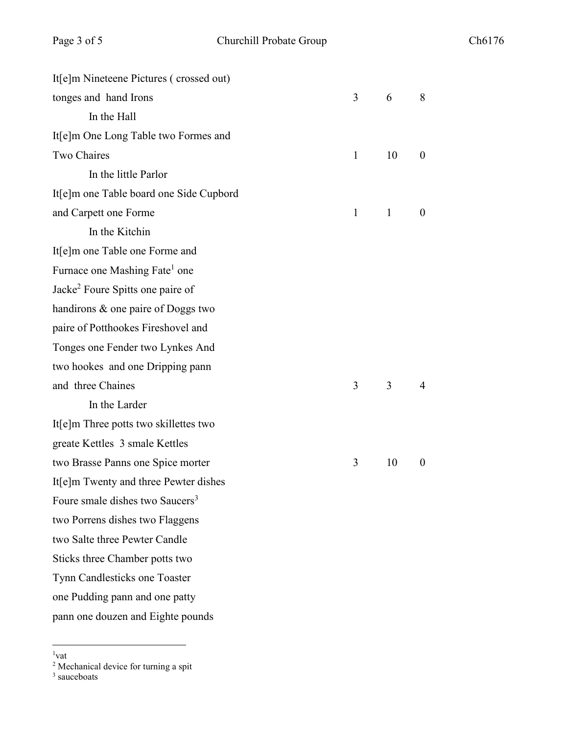| | | | |
|---|---|---|---|
| It[e]m Nineteene Pictures ( crossed out) | | | |
| tonges and hand Irons | 3 | 6 | 8 |
| In the Hall | | | |
| It[e]m One Long Table two Formes and | | | |
| Two Chaires | 1 | 10 | 0 |
| In the little Parlor | | | |
| It[e]m one Table board one Side Cupbord | | | |
| and Carpett one Forme | 1 | 1 | 0 |
| In the Kitchin | | | |
| It[e]m one Table one Forme and | | | |
| Furnace one Mashing Fate[1] one | | | |
| Jacke[2] Foure Spitts one paire of | | | |
| handirons & one paire of Doggs two | | | |
| paire of Potthookes Fireshovel and | | | |
| Tonges one Fender two Lynkes And | | | |
| two hookes and one Dripping pann | | | |
| and three Chaines | 3 | 3 | 4 |
| In the Larder | | | |
| It[e]m Three potts two skillettes two | | | |
| greate Kettles 3 smale Kettles | | | |
| two Brasse Panns one Spice morter | 3 | 10 | 0 |
| It[e]m Twenty and three Pewter dishes | | | |
| Foure smale dishes two Saucers[3] | | | |
| two Porrens dishes two Flaggens | | | |
| two Salte three Pewter Candle | | | |
| Sticks three Chamber potts two | | | |
| Tynn Candlesticks one Toaster | | | |
| one Pudding pann and one patty | | | |
| pann one douzen and Eighte pounds | | | |

---

[1] vat
[2] Mechanical device for turning a spit
[3] sauceboats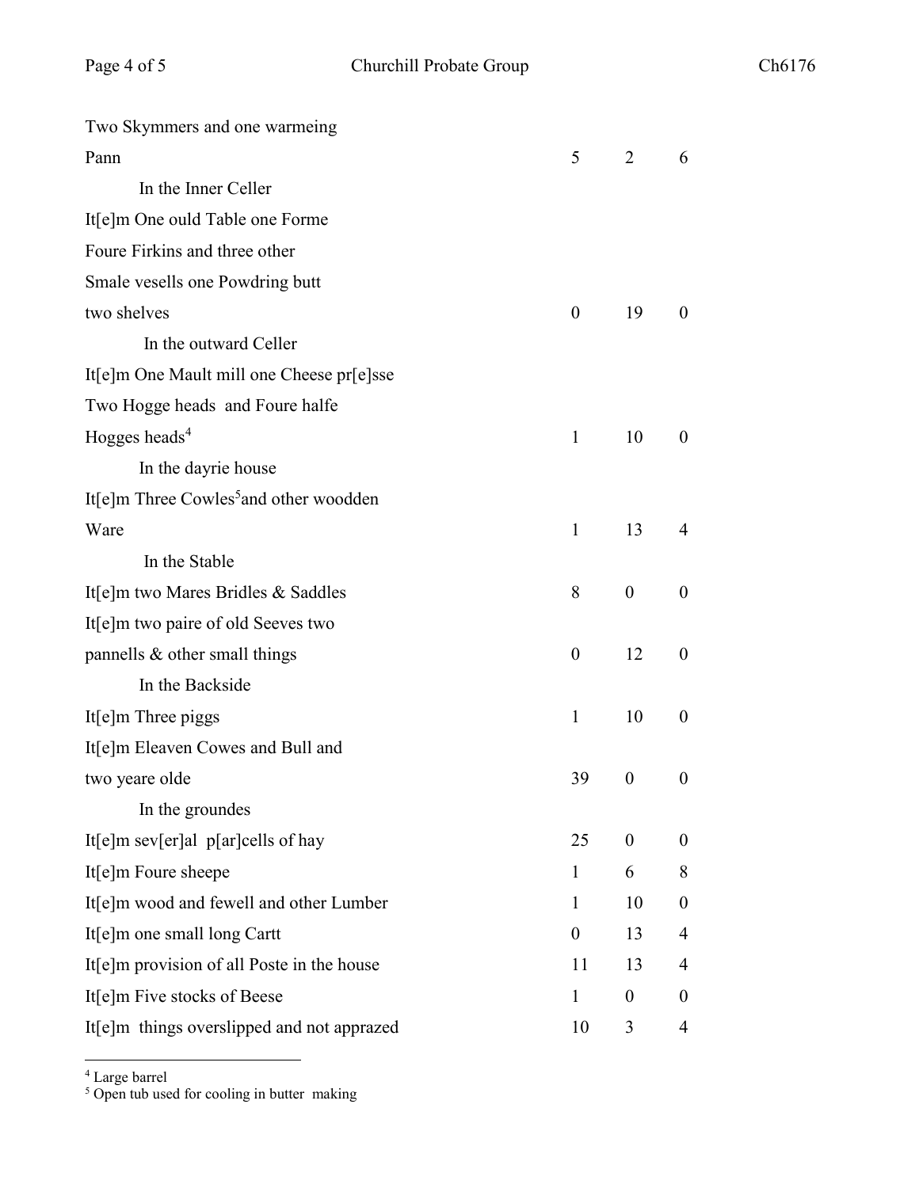| | | | |
|---|---|---|---|
| Two Skymmers and one warmeing Pann | 5 | 2 | 6 |
| In the Inner Celler | | | |
| It[e]m One ould Table one Forme Foure Firkins and three other Smale vesells one Powdring butt two shelves | 0 | 19 | 0 |
| In the outward Celler | | | |
| It[e]m One Mault mill one Cheese pr[e]sse Two Hogge heads and Foure halfe Hogges heads[4] | 1 | 10 | 0 |
| In the dayrie house | | | |
| It[e]m Three Cowles[5] and other woodden Ware | 1 | 13 | 4 |
| In the Stable | | | |
| It[e]m two Mares Bridles & Saddles | 8 | 0 | 0 |
| It[e]m two paire of old Seeves two pannells & other small things | 0 | 12 | 0 |
| In the Backside | | | |
| It[e]m Three piggs | 1 | 10 | 0 |
| It[e]m Eleaven Cowes and Bull and two yeare olde | 39 | 0 | 0 |
| In the groundes | | | |
| It[e]m sev[er]al p[ar]cells of hay | 25 | 0 | 0 |
| It[e]m Foure sheepe | 1 | 6 | 8 |
| It[e]m wood and fewell and other Lumber | 1 | 10 | 0 |
| It[e]m one small long Cartt | 0 | 13 | 4 |
| It[e]m provision of all Poste in the house | 11 | 13 | 4 |
| It[e]m Five stocks of Beese | 1 | 0 | 0 |
| It[e]m things overslipped and not apprazed | 10 | 3 | 4 |

[4] Large barrel

[5] Open tub used for cooling in butter making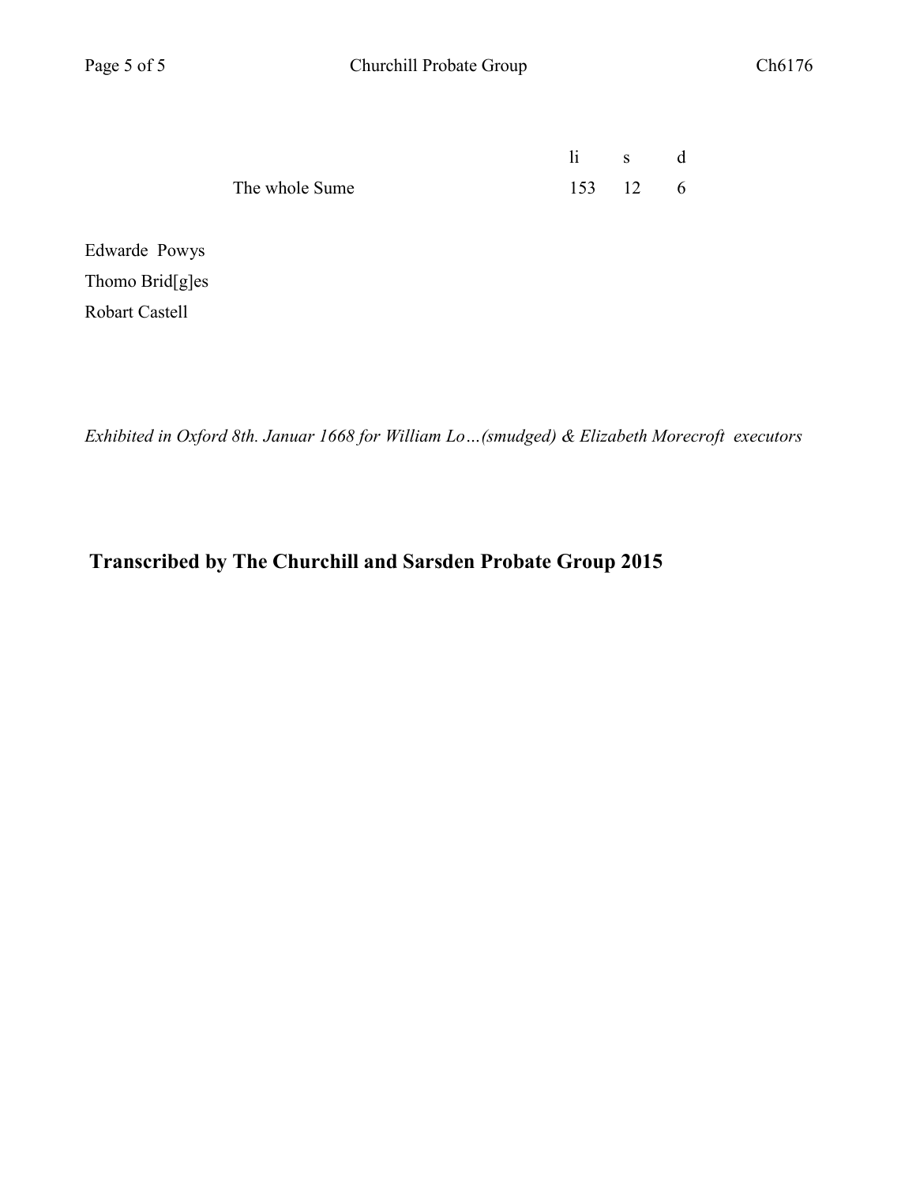| | li | s | d |
|---|---|---|---|
| The whole Sume | 153 | 12 | 6 |

Edwarde Powys
Thomo Brid[g]es
Robart Castell

*Exhibited in Oxford 8th. Januar 1668 for William Lo…(smudged) & Elizabeth Morecroft executors*

**Transcribed by The Churchill and Sarsden Probate Group 2015**